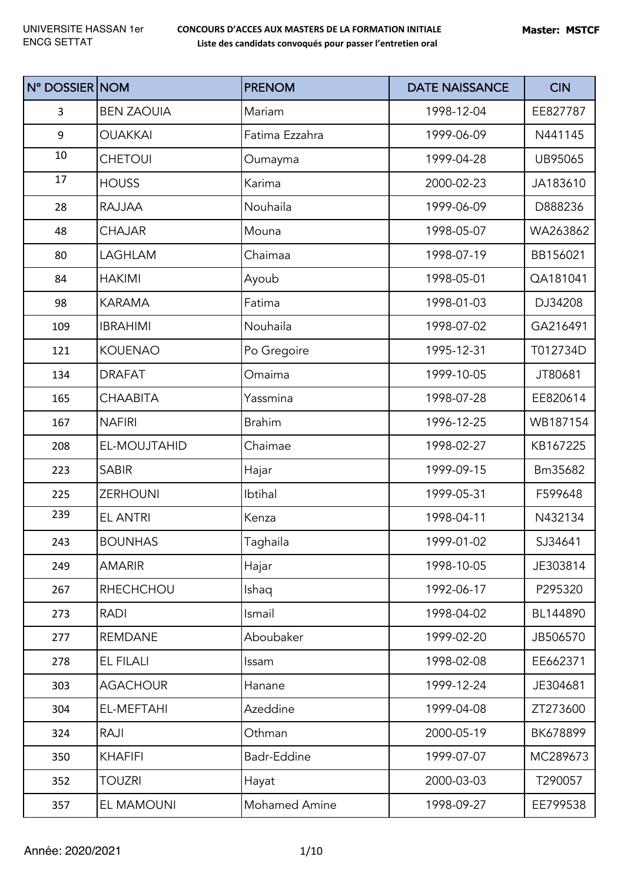UNIVERSITE HASSAN 1er
ENCG SETTAT

**CONCOURS D'ACCES AUX MASTERS DE LA FORMATION INITIALE**
**Liste des candidats convoqués pour passer l'entretien oral**

**Master: MSTCF**

| N° DOSSIER | NOM | PRENOM | DATE NAISSANCE | CIN |
|---|---|---|---|---|
| 3 | BEN ZAOUIA | Mariam | 1998-12-04 | EE827787 |
| 9 | OUAKKAI | Fatima Ezzahra | 1999-06-09 | N441145 |
| 10 | CHETOUI | Oumayma | 1999-04-28 | UB95065 |
| 17 | HOUSS | Karima | 2000-02-23 | JA183610 |
| 28 | RAJJAA | Nouhaila | 1999-06-09 | D888236 |
| 48 | CHAJAR | Mouna | 1998-05-07 | WA263862 |
| 80 | LAGHLAM | Chaimaa | 1998-07-19 | BB156021 |
| 84 | HAKIMI | Ayoub | 1998-05-01 | QA181041 |
| 98 | KARAMA | Fatima | 1998-01-03 | DJ34208 |
| 109 | IBRAHIMI | Nouhaila | 1998-07-02 | GA216491 |
| 121 | KOUENAO | Po Gregoire | 1995-12-31 | T012734D |
| 134 | DRAFAT | Omaima | 1999-10-05 | JT80681 |
| 165 | CHAABITA | Yassmina | 1998-07-28 | EE820614 |
| 167 | NAFIRI | Brahim | 1996-12-25 | WB187154 |
| 208 | EL-MOUJTAHID | Chaimae | 1998-02-27 | KB167225 |
| 223 | SABIR | Hajar | 1999-09-15 | Bm35682 |
| 225 | ZERHOUNI | Ibtihal | 1999-05-31 | F599648 |
| 239 | EL ANTRI | Kenza | 1998-04-11 | N432134 |
| 243 | BOUNHAS | Taghaila | 1999-01-02 | SJ34641 |
| 249 | AMARIR | Hajar | 1998-10-05 | JE303814 |
| 267 | RHECHCHOU | Ishaq | 1992-06-17 | P295320 |
| 273 | RADI | Ismail | 1998-04-02 | BL144890 |
| 277 | REMDANE | Aboubaker | 1999-02-20 | JB506570 |
| 278 | EL FILALI | Issam | 1998-02-08 | EE662371 |
| 303 | AGACHOUR | Hanane | 1999-12-24 | JE304681 |
| 304 | EL-MEFTAHI | Azeddine | 1999-04-08 | ZT273600 |
| 324 | RAJI | Othman | 2000-05-19 | BK678899 |
| 350 | KHAFIFI | Badr-Eddine | 1999-07-07 | MC289673 |
| 352 | TOUZRI | Hayat | 2000-03-03 | T290057 |
| 357 | EL MAMOUNI | Mohamed Amine | 1998-09-27 | EE799538 |

Année: 2020/2021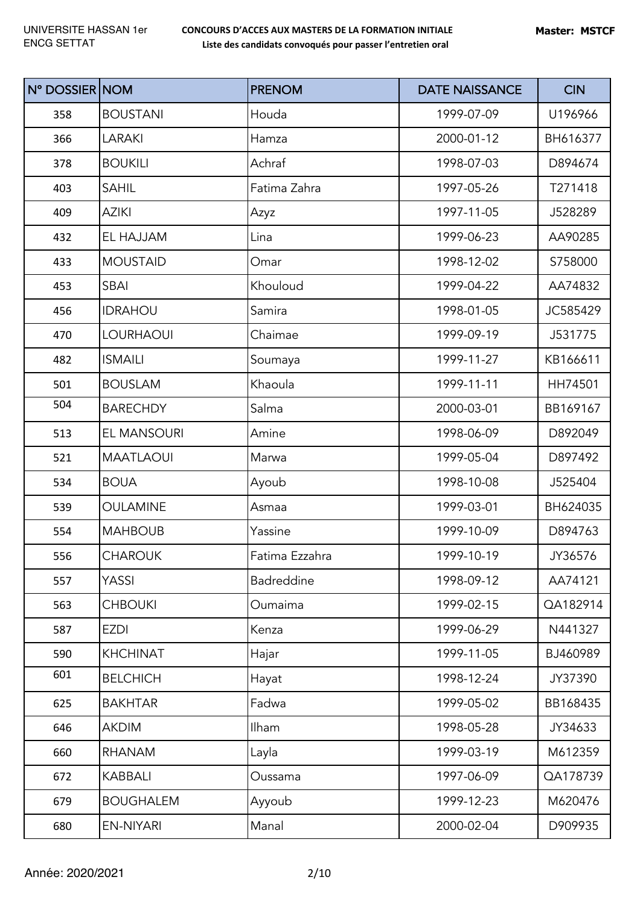| N° DOSSIER | NOM | PRENOM | DATE NAISSANCE | CIN |
|---|---|---|---|---|
| 358 | BOUSTANI | Houda | 1999-07-09 | U196966 |
| 366 | LARAKI | Hamza | 2000-01-12 | BH616377 |
| 378 | BOUKILI | Achraf | 1998-07-03 | D894674 |
| 403 | SAHIL | Fatima Zahra | 1997-05-26 | T271418 |
| 409 | AZIKI | Azyz | 1997-11-05 | J528289 |
| 432 | EL HAJJAM | Lina | 1999-06-23 | AA90285 |
| 433 | MOUSTAID | Omar | 1998-12-02 | S758000 |
| 453 | SBAI | Khouloud | 1999-04-22 | AA74832 |
| 456 | IDRAHOU | Samira | 1998-01-05 | JC585429 |
| 470 | LOURHAOUI | Chaimae | 1999-09-19 | J531775 |
| 482 | ISMAILI | Soumaya | 1999-11-27 | KB166611 |
| 501 | BOUSLAM | Khaoula | 1999-11-11 | HH74501 |
| 504 | BARECHDY | Salma | 2000-03-01 | BB169167 |
| 513 | EL MANSOURI | Amine | 1998-06-09 | D892049 |
| 521 | MAATLAOUI | Marwa | 1999-05-04 | D897492 |
| 534 | BOUA | Ayoub | 1998-10-08 | J525404 |
| 539 | OULAMINE | Asmaa | 1999-03-01 | BH624035 |
| 554 | MAHBOUB | Yassine | 1999-10-09 | D894763 |
| 556 | CHAROUK | Fatima Ezzahra | 1999-10-19 | JY36576 |
| 557 | YASSI | Badreddine | 1998-09-12 | AA74121 |
| 563 | CHBOUKI | Oumaima | 1999-02-15 | QA182914 |
| 587 | EZDI | Kenza | 1999-06-29 | N441327 |
| 590 | KHCHINAT | Hajar | 1999-11-05 | BJ460989 |
| 601 | BELCHICH | Hayat | 1998-12-24 | JY37390 |
| 625 | BAKHTAR | Fadwa | 1999-05-02 | BB168435 |
| 646 | AKDIM | Ilham | 1998-05-28 | JY34633 |
| 660 | RHANAM | Layla | 1999-03-19 | M612359 |
| 672 | KABBALI | Oussama | 1997-06-09 | QA178739 |
| 679 | BOUGHALEM | Ayyoub | 1999-12-23 | M620476 |
| 680 | EN-NIYARI | Manal | 2000-02-04 | D909935 |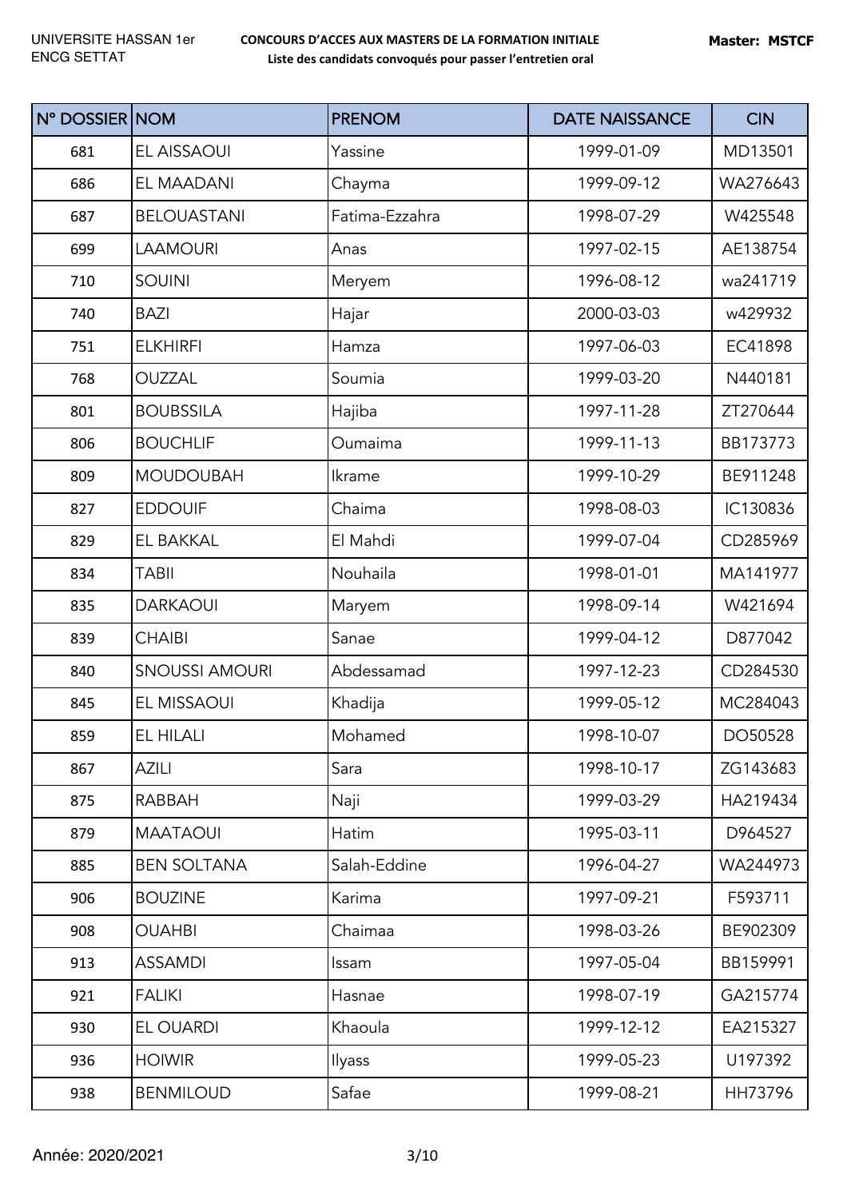UNIVERSITE HASSAN 1er
ENCG SETTAT

**CONCOURS D'ACCES AUX MASTERS DE LA FORMATION INITIALE**
**Liste des candidats convoqués pour passer l'entretien oral**

**Master: MSTCF**

| N° DOSSIER | NOM | PRENOM | DATE NAISSANCE | CIN |
|---|---|---|---|---|
| 681 | EL AISSAOUI | Yassine | 1999-01-09 | MD13501 |
| 686 | EL MAADANI | Chayma | 1999-09-12 | WA276643 |
| 687 | BELOUASTANI | Fatima-Ezzahra | 1998-07-29 | W425548 |
| 699 | LAAMOURI | Anas | 1997-02-15 | AE138754 |
| 710 | SOUINI | Meryem | 1996-08-12 | wa241719 |
| 740 | BAZI | Hajar | 2000-03-03 | w429932 |
| 751 | ELKHIRFI | Hamza | 1997-06-03 | EC41898 |
| 768 | OUZZAL | Soumia | 1999-03-20 | N440181 |
| 801 | BOUBSSILA | Hajiba | 1997-11-28 | ZT270644 |
| 806 | BOUCHLIF | Oumaima | 1999-11-13 | BB173773 |
| 809 | MOUDOUBAH | Ikrame | 1999-10-29 | BE911248 |
| 827 | EDDOUIF | Chaima | 1998-08-03 | IC130836 |
| 829 | EL BAKKAL | El Mahdi | 1999-07-04 | CD285969 |
| 834 | TABII | Nouhaila | 1998-01-01 | MA141977 |
| 835 | DARKAOUI | Maryem | 1998-09-14 | W421694 |
| 839 | CHAIBI | Sanae | 1999-04-12 | D877042 |
| 840 | SNOUSSI AMOURI | Abdessamad | 1997-12-23 | CD284530 |
| 845 | EL MISSAOUI | Khadija | 1999-05-12 | MC284043 |
| 859 | EL HILALI | Mohamed | 1998-10-07 | DO50528 |
| 867 | AZILI | Sara | 1998-10-17 | ZG143683 |
| 875 | RABBAH | Naji | 1999-03-29 | HA219434 |
| 879 | MAATAOUI | Hatim | 1995-03-11 | D964527 |
| 885 | BEN SOLTANA | Salah-Eddine | 1996-04-27 | WA244973 |
| 906 | BOUZINE | Karima | 1997-09-21 | F593711 |
| 908 | OUAHBI | Chaimaa | 1998-03-26 | BE902309 |
| 913 | ASSAMDI | Issam | 1997-05-04 | BB159991 |
| 921 | FALIKI | Hasnae | 1998-07-19 | GA215774 |
| 930 | EL OUARDI | Khaoula | 1999-12-12 | EA215327 |
| 936 | HOIWIR | Ilyass | 1999-05-23 | U197392 |
| 938 | BENMILOUD | Safae | 1999-08-21 | HH73796 |

Année: 2020/2021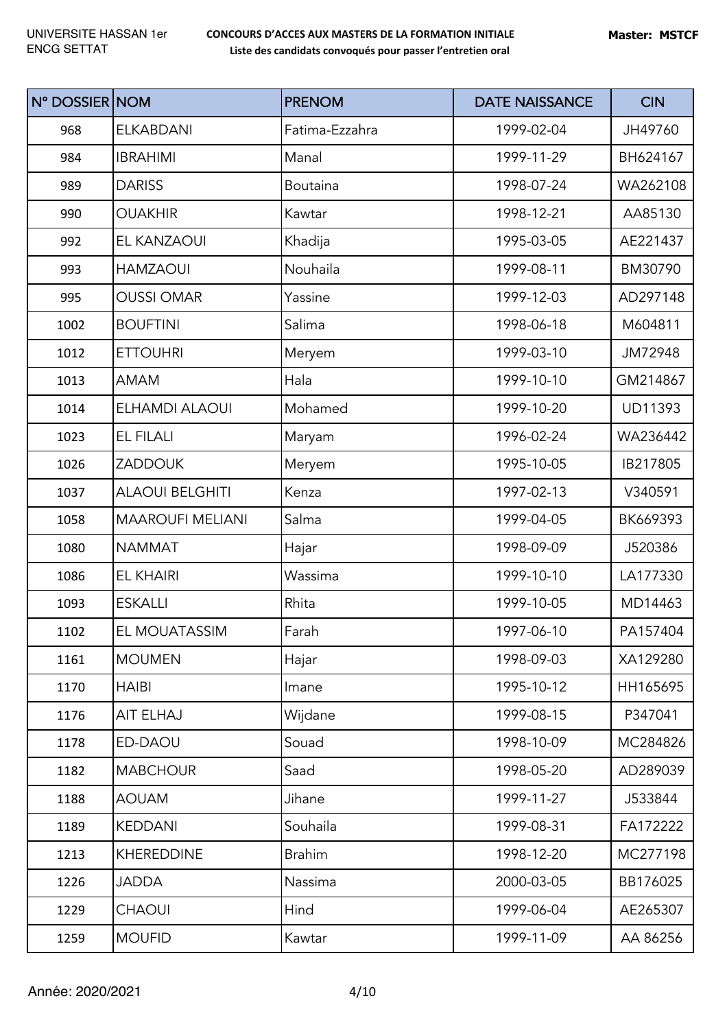UNIVERSITE HASSAN 1er
ENCG SETTAT

**CONCOURS D'ACCES AUX MASTERS DE LA FORMATION INITIALE**
**Liste des candidats convoqués pour passer l'entretien oral**

**Master: MSTCF**

| N° DOSSIER | NOM | PRENOM | DATE NAISSANCE | CIN |
|---|---|---|---|---|
| 968 | ELKABDANI | Fatima-Ezzahra | 1999-02-04 | JH49760 |
| 984 | IBRAHIMI | Manal | 1999-11-29 | BH624167 |
| 989 | DARISS | Boutaina | 1998-07-24 | WA262108 |
| 990 | OUAKHIR | Kawtar | 1998-12-21 | AA85130 |
| 992 | EL KANZAOUI | Khadija | 1995-03-05 | AE221437 |
| 993 | HAMZAOUI | Nouhaila | 1999-08-11 | BM30790 |
| 995 | OUSSI OMAR | Yassine | 1999-12-03 | AD297148 |
| 1002 | BOUFTINI | Salima | 1998-06-18 | M604811 |
| 1012 | ETTOUHRI | Meryem | 1999-03-10 | JM72948 |
| 1013 | AMAM | Hala | 1999-10-10 | GM214867 |
| 1014 | ELHAMDI ALAOUI | Mohamed | 1999-10-20 | UD11393 |
| 1023 | EL FILALI | Maryam | 1996-02-24 | WA236442 |
| 1026 | ZADDOUK | Meryem | 1995-10-05 | IB217805 |
| 1037 | ALAOUI BELGHITI | Kenza | 1997-02-13 | V340591 |
| 1058 | MAAROUFI MELIANI | Salma | 1999-04-05 | BK669393 |
| 1080 | NAMMAT | Hajar | 1998-09-09 | J520386 |
| 1086 | EL KHAIRI | Wassima | 1999-10-10 | LA177330 |
| 1093 | ESKALLI | Rhita | 1999-10-05 | MD14463 |
| 1102 | EL MOUATASSIM | Farah | 1997-06-10 | PA157404 |
| 1161 | MOUMEN | Hajar | 1998-09-03 | XA129280 |
| 1170 | HAIBI | Imane | 1995-10-12 | HH165695 |
| 1176 | AIT ELHAJ | Wijdane | 1999-08-15 | P347041 |
| 1178 | ED-DAOU | Souad | 1998-10-09 | MC284826 |
| 1182 | MABCHOUR | Saad | 1998-05-20 | AD289039 |
| 1188 | AOUAM | Jihane | 1999-11-27 | J533844 |
| 1189 | KEDDANI | Souhaila | 1999-08-31 | FA172222 |
| 1213 | KHEREDDINE | Brahim | 1998-12-20 | MC277198 |
| 1226 | JADDA | Nassima | 2000-03-05 | BB176025 |
| 1229 | CHAOUI | Hind | 1999-06-04 | AE265307 |
| 1259 | MOUFID | Kawtar | 1999-11-09 | AA 86256 |

Année: 2020/2021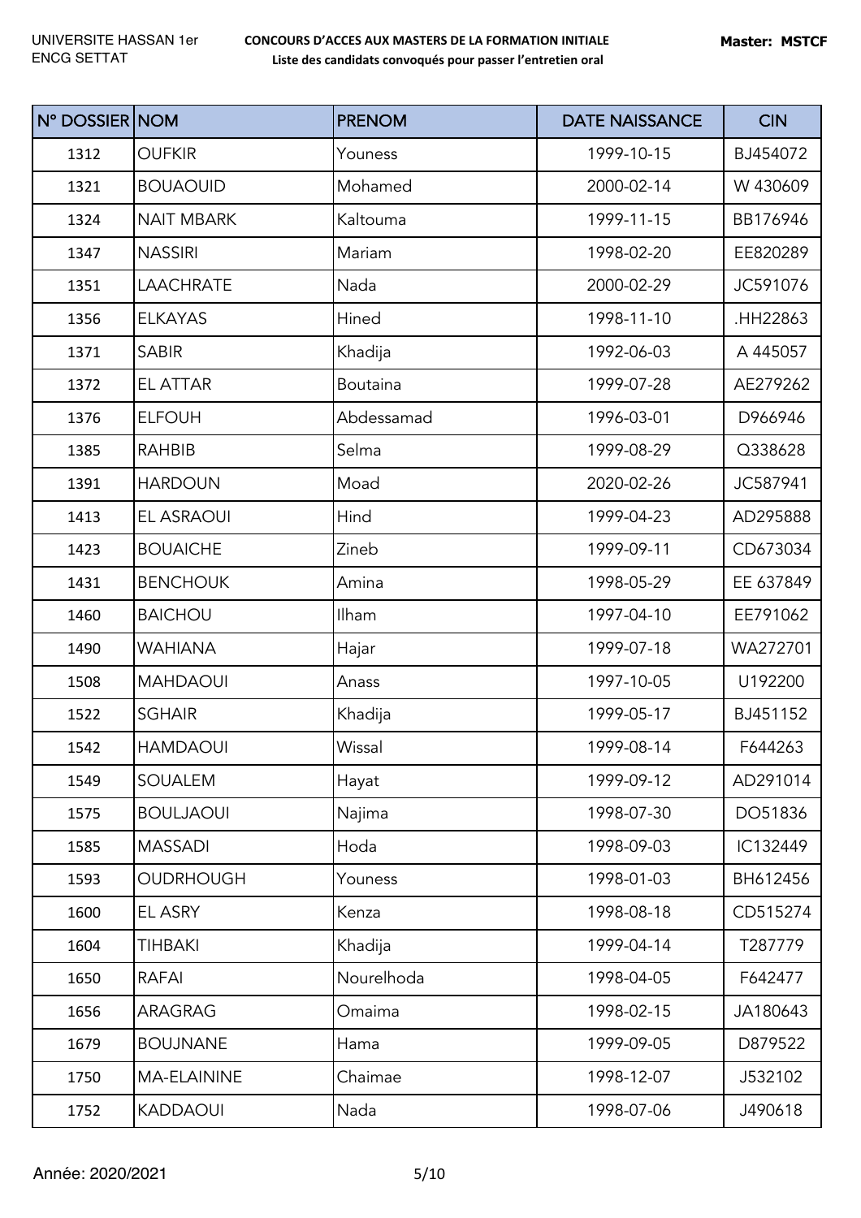UNIVERSITE HASSAN 1er
ENCG SETTAT

**CONCOURS D'ACCES AUX MASTERS DE LA FORMATION INITIALE**
**Liste des candidats convoqués pour passer l'entretien oral**

**Master: MSTCF**

| N° DOSSIER | NOM | PRENOM | DATE NAISSANCE | CIN |
|---|---|---|---|---|
| 1312 | OUFKIR | Youness | 1999-10-15 | BJ454072 |
| 1321 | BOUAOUID | Mohamed | 2000-02-14 | W 430609 |
| 1324 | NAIT MBARK | Kaltouma | 1999-11-15 | BB176946 |
| 1347 | NASSIRI | Mariam | 1998-02-20 | EE820289 |
| 1351 | LAACHRATE | Nada | 2000-02-29 | JC591076 |
| 1356 | ELKAYAS | Hined | 1998-11-10 | .HH22863 |
| 1371 | SABIR | Khadija | 1992-06-03 | A 445057 |
| 1372 | EL ATTAR | Boutaina | 1999-07-28 | AE279262 |
| 1376 | ELFOUH | Abdessamad | 1996-03-01 | D966946 |
| 1385 | RAHBIB | Selma | 1999-08-29 | Q338628 |
| 1391 | HARDOUN | Moad | 2020-02-26 | JC587941 |
| 1413 | EL ASRAOUI | Hind | 1999-04-23 | AD295888 |
| 1423 | BOUAICHE | Zineb | 1999-09-11 | CD673034 |
| 1431 | BENCHOUK | Amina | 1998-05-29 | EE 637849 |
| 1460 | BAICHOU | Ilham | 1997-04-10 | EE791062 |
| 1490 | WAHIANA | Hajar | 1999-07-18 | WA272701 |
| 1508 | MAHDAOUI | Anass | 1997-10-05 | U192200 |
| 1522 | SGHAIR | Khadija | 1999-05-17 | BJ451152 |
| 1542 | HAMDAOUI | Wissal | 1999-08-14 | F644263 |
| 1549 | SOUALEM | Hayat | 1999-09-12 | AD291014 |
| 1575 | BOULJAOUI | Najima | 1998-07-30 | DO51836 |
| 1585 | MASSADI | Hoda | 1998-09-03 | IC132449 |
| 1593 | OUDRHOUGH | Youness | 1998-01-03 | BH612456 |
| 1600 | EL ASRY | Kenza | 1998-08-18 | CD515274 |
| 1604 | TIHBAKI | Khadija | 1999-04-14 | T287779 |
| 1650 | RAFAI | Nourelhoda | 1998-04-05 | F642477 |
| 1656 | ARAGRAG | Omaima | 1998-02-15 | JA180643 |
| 1679 | BOUJNANE | Hama | 1999-09-05 | D879522 |
| 1750 | MA-ELAININE | Chaimae | 1998-12-07 | J532102 |
| 1752 | KADDAOUI | Nada | 1998-07-06 | J490618 |

Année: 2020/2021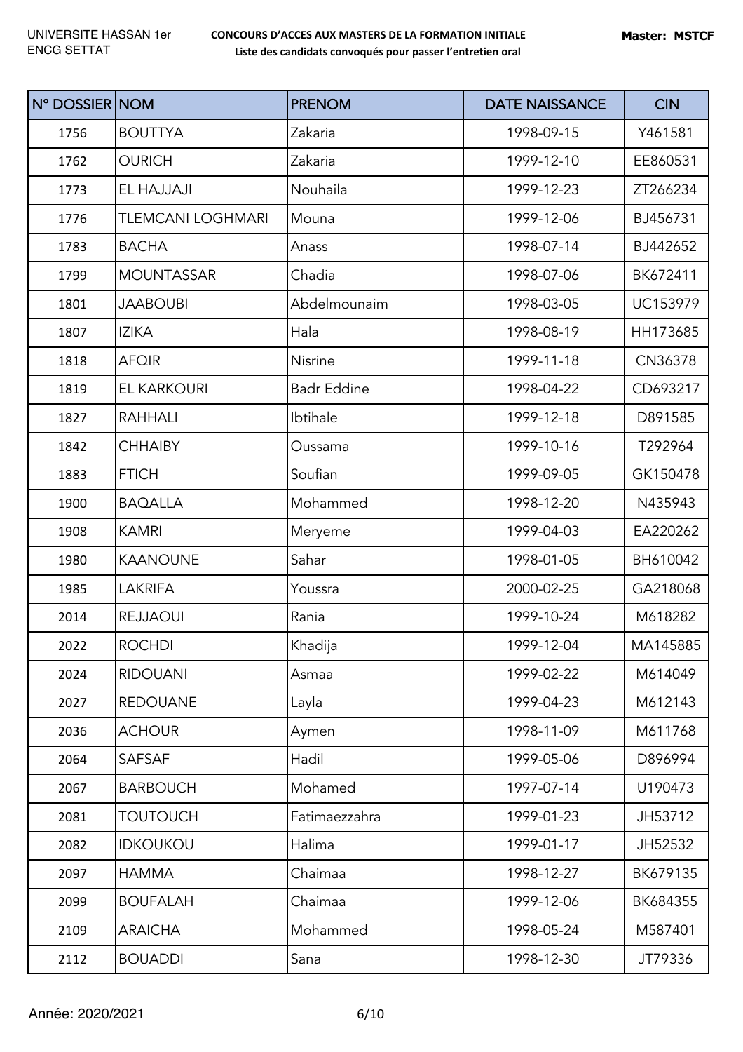UNIVERSITE HASSAN 1er
ENCG SETTAT

**CONCOURS D'ACCES AUX MASTERS DE LA FORMATION INITIALE**
**Liste des candidats convoqués pour passer l'entretien oral**

**Master: MSTCF**

| N° DOSSIER | NOM | PRENOM | DATE NAISSANCE | CIN |
|---|---|---|---|---|
| 1756 | BOUTTYA | Zakaria | 1998-09-15 | Y461581 |
| 1762 | OURICH | Zakaria | 1999-12-10 | EE860531 |
| 1773 | EL HAJJAJI | Nouhaila | 1999-12-23 | ZT266234 |
| 1776 | TLEMCANI LOGHMARI | Mouna | 1999-12-06 | BJ456731 |
| 1783 | BACHA | Anass | 1998-07-14 | BJ442652 |
| 1799 | MOUNTASSAR | Chadia | 1998-07-06 | BK672411 |
| 1801 | JAABOUBI | Abdelmounaim | 1998-03-05 | UC153979 |
| 1807 | IZIKA | Hala | 1998-08-19 | HH173685 |
| 1818 | AFQIR | Nisrine | 1999-11-18 | CN36378 |
| 1819 | EL KARKOURI | Badr Eddine | 1998-04-22 | CD693217 |
| 1827 | RAHHALI | Ibtihale | 1999-12-18 | D891585 |
| 1842 | CHHAIBY | Oussama | 1999-10-16 | T292964 |
| 1883 | FTICH | Soufian | 1999-09-05 | GK150478 |
| 1900 | BAQALLA | Mohammed | 1998-12-20 | N435943 |
| 1908 | KAMRI | Meryeme | 1999-04-03 | EA220262 |
| 1980 | KAANOUNE | Sahar | 1998-01-05 | BH610042 |
| 1985 | LAKRIFA | Youssra | 2000-02-25 | GA218068 |
| 2014 | REJJAOUI | Rania | 1999-10-24 | M618282 |
| 2022 | ROCHDI | Khadija | 1999-12-04 | MA145885 |
| 2024 | RIDOUANI | Asmaa | 1999-02-22 | M614049 |
| 2027 | REDOUANE | Layla | 1999-04-23 | M612143 |
| 2036 | ACHOUR | Aymen | 1998-11-09 | M611768 |
| 2064 | SAFSAF | Hadil | 1999-05-06 | D896994 |
| 2067 | BARBOUCH | Mohamed | 1997-07-14 | U190473 |
| 2081 | TOUTOUCH | Fatimaezzahra | 1999-01-23 | JH53712 |
| 2082 | IDKOUKOU | Halima | 1999-01-17 | JH52532 |
| 2097 | HAMMA | Chaimaa | 1998-12-27 | BK679135 |
| 2099 | BOUFALAH | Chaimaa | 1999-12-06 | BK684355 |
| 2109 | ARAICHA | Mohammed | 1998-05-24 | M587401 |
| 2112 | BOUADDI | Sana | 1998-12-30 | JT79336 |

Année: 2020/2021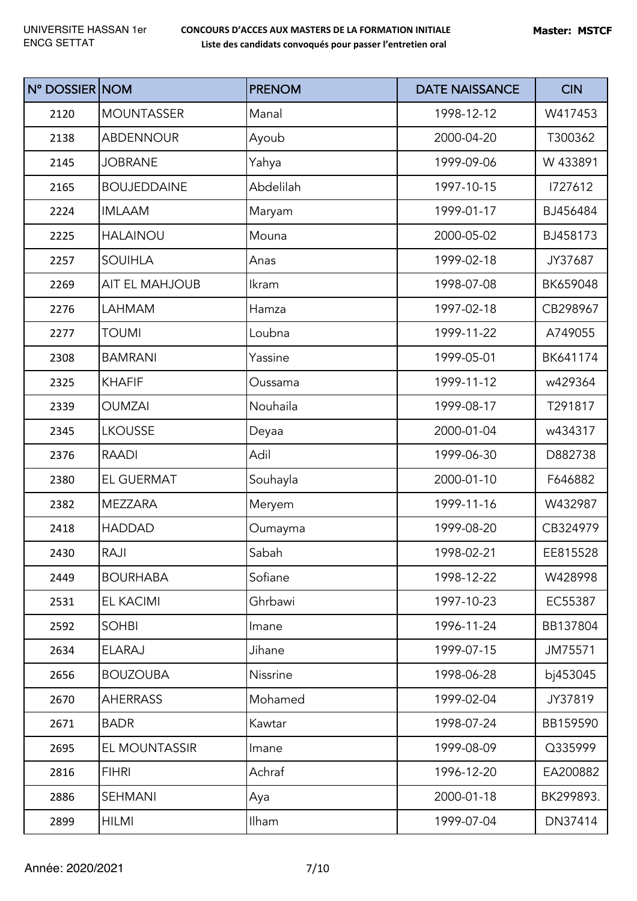UNIVERSITE HASSAN 1er
ENCG SETTAT

**CONCOURS D'ACCES AUX MASTERS DE LA FORMATION INITIALE**
**Liste des candidats convoqués pour passer l'entretien oral**

**Master: MSTCF**

| N° DOSSIER | NOM | PRENOM | DATE NAISSANCE | CIN |
|---|---|---|---|---|
| 2120 | MOUNTASSER | Manal | 1998-12-12 | W417453 |
| 2138 | ABDENNOUR | Ayoub | 2000-04-20 | T300362 |
| 2145 | JOBRANE | Yahya | 1999-09-06 | W 433891 |
| 2165 | BOUJEDDAINE | Abdelilah | 1997-10-15 | I727612 |
| 2224 | IMLAAM | Maryam | 1999-01-17 | BJ456484 |
| 2225 | HALAINOU | Mouna | 2000-05-02 | BJ458173 |
| 2257 | SOUIHLA | Anas | 1999-02-18 | JY37687 |
| 2269 | AIT EL MAHJOUB | Ikram | 1998-07-08 | BK659048 |
| 2276 | LAHMAM | Hamza | 1997-02-18 | CB298967 |
| 2277 | TOUMI | Loubna | 1999-11-22 | A749055 |
| 2308 | BAMRANI | Yassine | 1999-05-01 | BK641174 |
| 2325 | KHAFIF | Oussama | 1999-11-12 | w429364 |
| 2339 | OUMZAI | Nouhaila | 1999-08-17 | T291817 |
| 2345 | LKOUSSE | Deyaa | 2000-01-04 | w434317 |
| 2376 | RAADI | Adil | 1999-06-30 | D882738 |
| 2380 | EL GUERMAT | Souhayla | 2000-01-10 | F646882 |
| 2382 | MEZZARA | Meryem | 1999-11-16 | W432987 |
| 2418 | HADDAD | Oumayma | 1999-08-20 | CB324979 |
| 2430 | RAJI | Sabah | 1998-02-21 | EE815528 |
| 2449 | BOURHABA | Sofiane | 1998-12-22 | W428998 |
| 2531 | EL KACIMI | Ghrbawi | 1997-10-23 | EC55387 |
| 2592 | SOHBI | Imane | 1996-11-24 | BB137804 |
| 2634 | ELARAJ | Jihane | 1999-07-15 | JM75571 |
| 2656 | BOUZOUBA | Nissrine | 1998-06-28 | bj453045 |
| 2670 | AHERRASS | Mohamed | 1999-02-04 | JY37819 |
| 2671 | BADR | Kawtar | 1998-07-24 | BB159590 |
| 2695 | EL MOUNTASSIR | Imane | 1999-08-09 | Q335999 |
| 2816 | FIHRI | Achraf | 1996-12-20 | EA200882 |
| 2886 | SEHMANI | Aya | 2000-01-18 | BK299893. |
| 2899 | HILMI | Ilham | 1999-07-04 | DN37414 |

Année: 2020/2021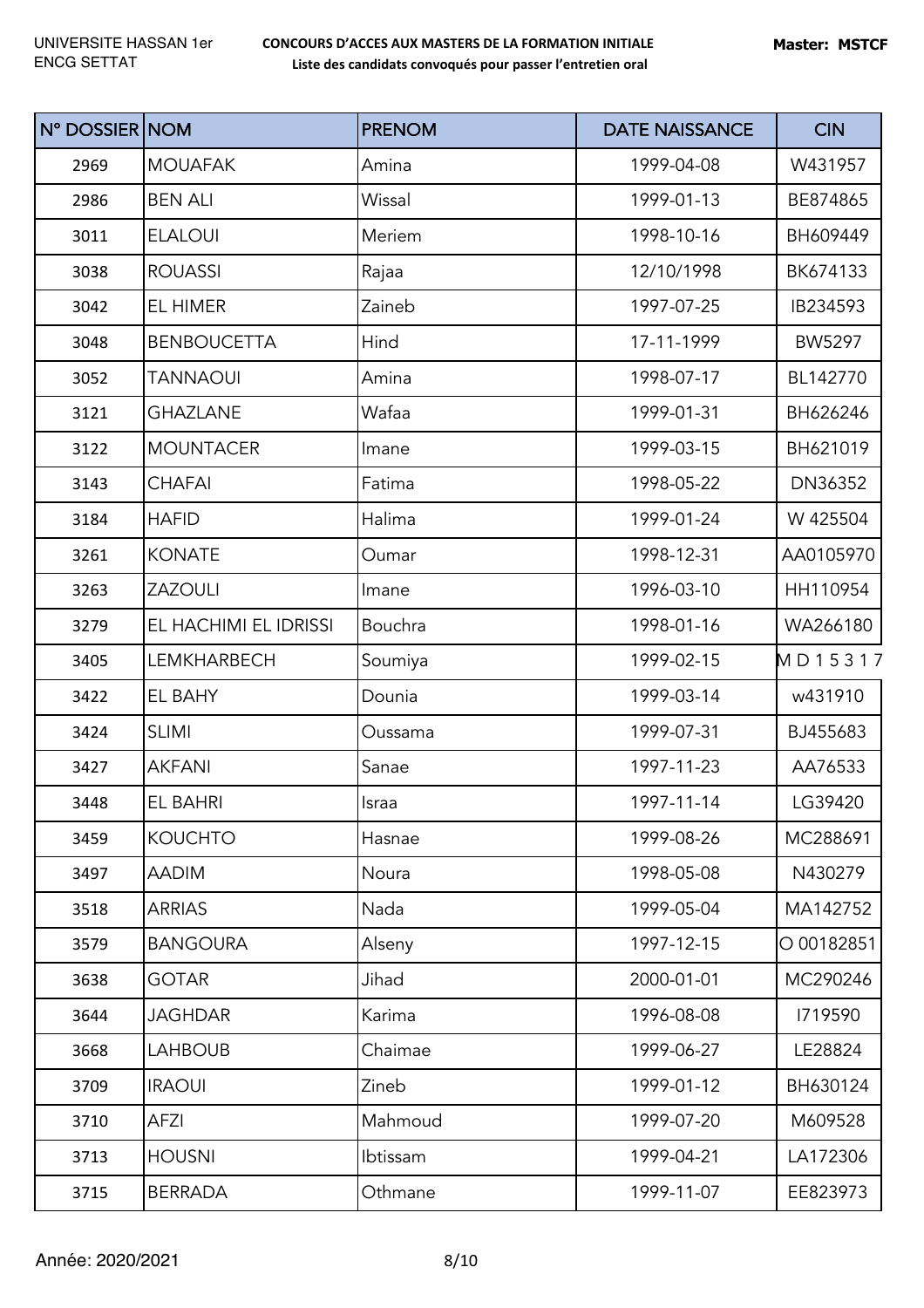UNIVERSITE HASSAN 1er
ENCG SETTAT

**CONCOURS D'ACCES AUX MASTERS DE LA FORMATION INITIALE**
**Liste des candidats convoqués pour passer l'entretien oral**

**Master: MSTCF**

| N° DOSSIER | NOM | PRENOM | DATE NAISSANCE | CIN |
|---|---|---|---|---|
| 2969 | MOUAFAK | Amina | 1999-04-08 | W431957 |
| 2986 | BEN ALI | Wissal | 1999-01-13 | BE874865 |
| 3011 | ELALOUI | Meriem | 1998-10-16 | BH609449 |
| 3038 | ROUASSI | Rajaa | 12/10/1998 | BK674133 |
| 3042 | EL HIMER | Zaineb | 1997-07-25 | IB234593 |
| 3048 | BENBOUCETTA | Hind | 17-11-1999 | BW5297 |
| 3052 | TANNAOUI | Amina | 1998-07-17 | BL142770 |
| 3121 | GHAZLANE | Wafaa | 1999-01-31 | BH626246 |
| 3122 | MOUNTACER | Imane | 1999-03-15 | BH621019 |
| 3143 | CHAFAI | Fatima | 1998-05-22 | DN36352 |
| 3184 | HAFID | Halima | 1999-01-24 | W 425504 |
| 3261 | KONATE | Oumar | 1998-12-31 | AA0105970 |
| 3263 | ZAZOULI | Imane | 1996-03-10 | HH110954 |
| 3279 | EL HACHIMI EL IDRISSI | Bouchra | 1998-01-16 | WA266180 |
| 3405 | LEMKHARBECH | Soumiya | 1999-02-15 | M D 1 5 3 1 7 |
| 3422 | EL BAHY | Dounia | 1999-03-14 | w431910 |
| 3424 | SLIMI | Oussama | 1999-07-31 | BJ455683 |
| 3427 | AKFANI | Sanae | 1997-11-23 | AA76533 |
| 3448 | EL BAHRI | Israa | 1997-11-14 | LG39420 |
| 3459 | KOUCHTO | Hasnae | 1999-08-26 | MC288691 |
| 3497 | AADIM | Noura | 1998-05-08 | N430279 |
| 3518 | ARRIAS | Nada | 1999-05-04 | MA142752 |
| 3579 | BANGOURA | Alseny | 1997-12-15 | O 00182851 |
| 3638 | GOTAR | Jihad | 2000-01-01 | MC290246 |
| 3644 | JAGHDAR | Karima | 1996-08-08 | I719590 |
| 3668 | LAHBOUB | Chaimae | 1999-06-27 | LE28824 |
| 3709 | IRAOUI | Zineb | 1999-01-12 | BH630124 |
| 3710 | AFZI | Mahmoud | 1999-07-20 | M609528 |
| 3713 | HOUSNI | Ibtissam | 1999-04-21 | LA172306 |
| 3715 | BERRADA | Othmane | 1999-11-07 | EE823973 |

Année: 2020/2021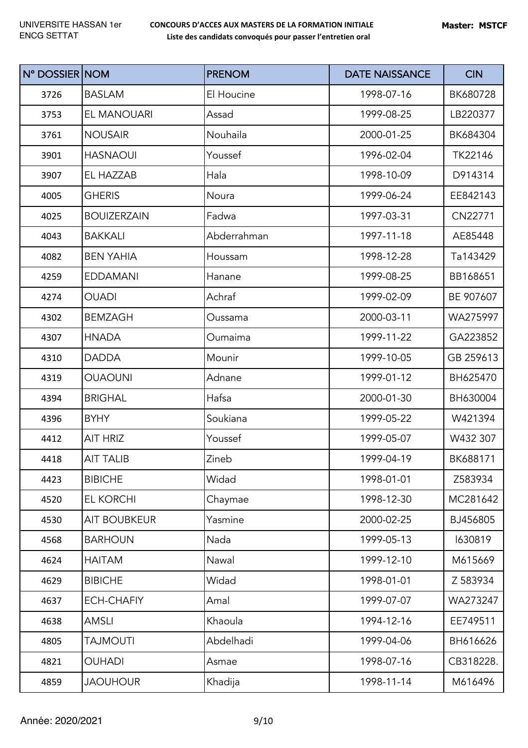UNIVERSITE HASSAN 1er
ENCG SETTAT

**CONCOURS D'ACCES AUX MASTERS DE LA FORMATION INITIALE**
**Liste des candidats convoqués pour passer l'entretien oral**

**Master: MSTCF**

| N° DOSSIER | NOM | PRENOM | DATE NAISSANCE | CIN |
|---|---|---|---|---|
| 3726 | BASLAM | El Houcine | 1998-07-16 | BK680728 |
| 3753 | EL MANOUARI | Assad | 1999-08-25 | LB220377 |
| 3761 | NOUSAIR | Nouhaila | 2000-01-25 | BK684304 |
| 3901 | HASNAOUI | Youssef | 1996-02-04 | TK22146 |
| 3907 | EL HAZZAB | Hala | 1998-10-09 | D914314 |
| 4005 | GHERIS | Noura | 1999-06-24 | EE842143 |
| 4025 | BOUIZERZAIN | Fadwa | 1997-03-31 | CN22771 |
| 4043 | BAKKALI | Abderrahman | 1997-11-18 | AE85448 |
| 4082 | BEN YAHIA | Houssam | 1998-12-28 | Ta143429 |
| 4259 | EDDAMANI | Hanane | 1999-08-25 | BB168651 |
| 4274 | OUADI | Achraf | 1999-02-09 | BE 907607 |
| 4302 | BEMZAGH | Oussama | 2000-03-11 | WA275997 |
| 4307 | HNADA | Oumaima | 1999-11-22 | GA223852 |
| 4310 | DADDA | Mounir | 1999-10-05 | GB 259613 |
| 4319 | OUAOUNI | Adnane | 1999-01-12 | BH625470 |
| 4394 | BRIGHAL | Hafsa | 2000-01-30 | BH630004 |
| 4396 | BYHY | Soukiana | 1999-05-22 | W421394 |
| 4412 | AIT HRIZ | Youssef | 1999-05-07 | W432 307 |
| 4418 | AIT TALIB | Zineb | 1999-04-19 | BK688171 |
| 4423 | BIBICHE | Widad | 1998-01-01 | Z583934 |
| 4520 | EL KORCHI | Chaymae | 1998-12-30 | MC281642 |
| 4530 | AIT BOUBKEUR | Yasmine | 2000-02-25 | BJ456805 |
| 4568 | BARHOUN | Nada | 1999-05-13 | I630819 |
| 4624 | HAITAM | Nawal | 1999-12-10 | M615669 |
| 4629 | BIBICHE | Widad | 1998-01-01 | Z 583934 |
| 4637 | ECH-CHAFIY | Amal | 1999-07-07 | WA273247 |
| 4638 | AMSLI | Khaoula | 1994-12-16 | EE749511 |
| 4805 | TAJMOUTI | Abdelhadi | 1999-04-06 | BH616626 |
| 4821 | OUHADI | Asmae | 1998-07-16 | CB318228. |
| 4859 | JAOUHOUR | Khadija | 1998-11-14 | M616496 |

Année: 2020/2021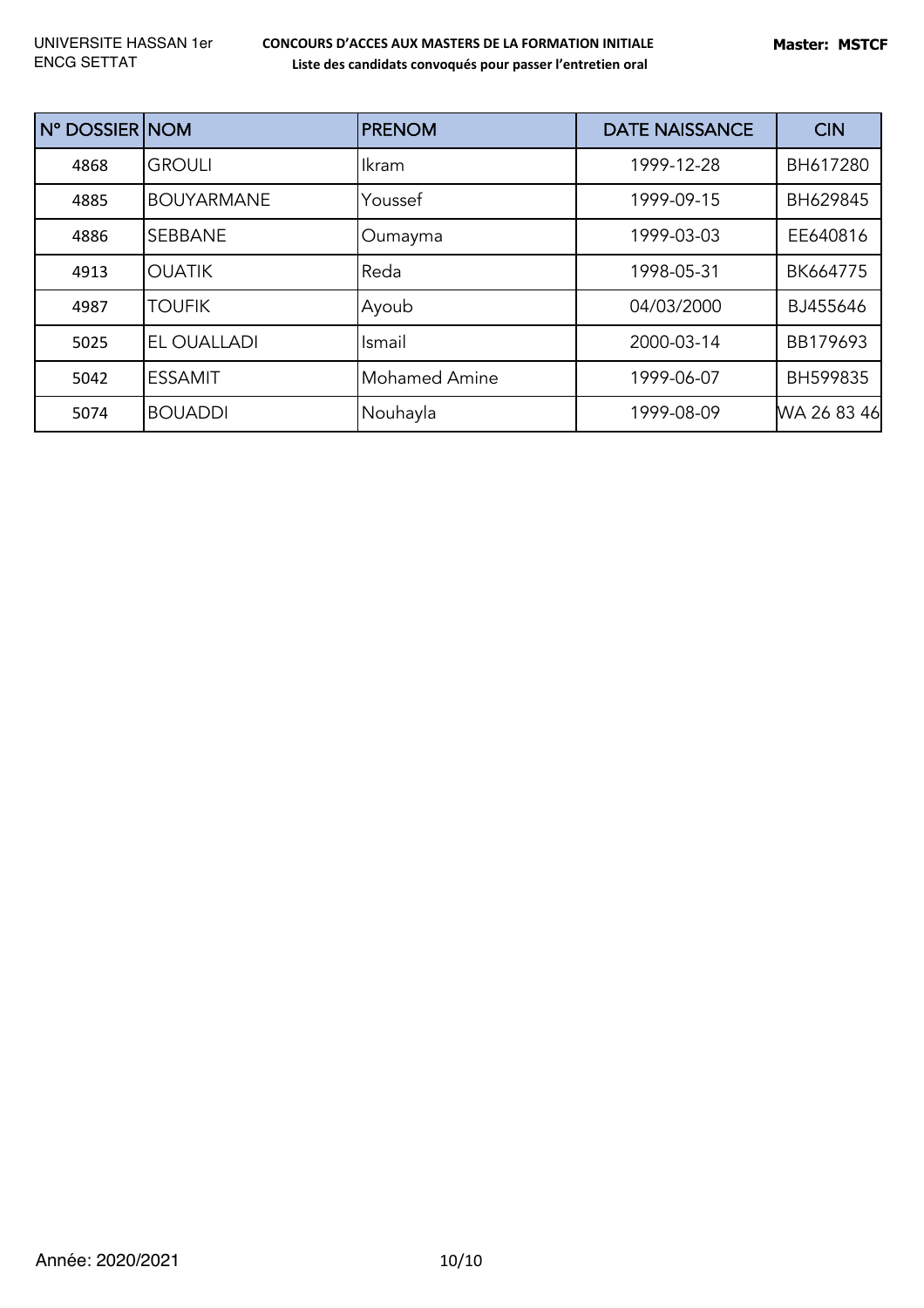| N° DOSSIER | NOM | PRENOM | DATE NAISSANCE | CIN |
|---|---|---|---|---|
| 4868 | GROULI | Ikram | 1999-12-28 | BH617280 |
| 4885 | BOUYARMANE | Youssef | 1999-09-15 | BH629845 |
| 4886 | SEBBANE | Oumayma | 1999-03-03 | EE640816 |
| 4913 | OUATIK | Reda | 1998-05-31 | BK664775 |
| 4987 | TOUFIK | Ayoub | 04/03/2000 | BJ455646 |
| 5025 | EL OUALLADI | Ismail | 2000-03-14 | BB179693 |
| 5042 | ESSAMIT | Mohamed Amine | 1999-06-07 | BH599835 |
| 5074 | BOUADDI | Nouhayla | 1999-08-09 | WA 26 83 46 |